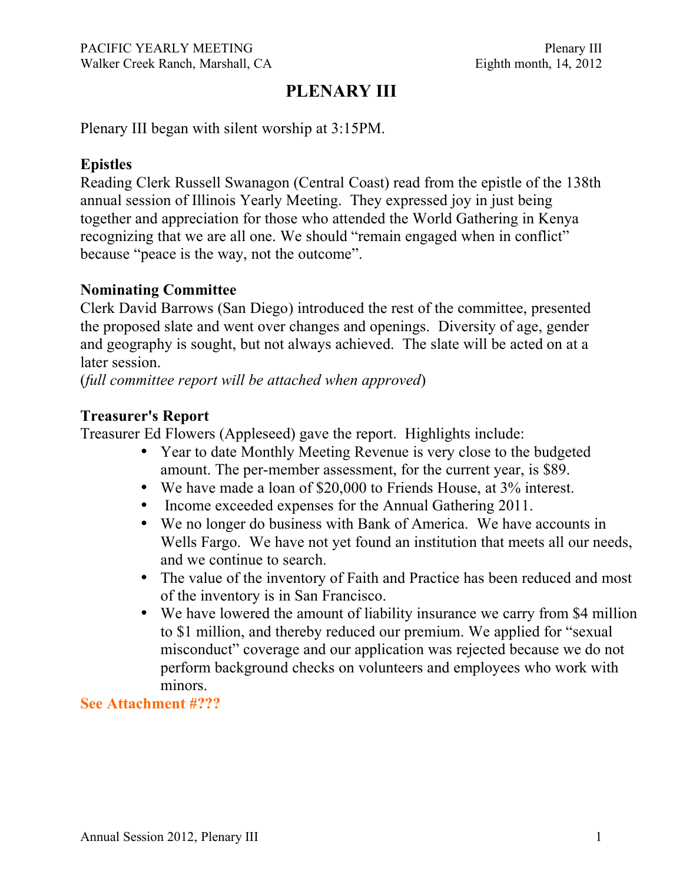# PLENARY III

Plenary III began with silent worship at 3:15PM.

**Epistles**

Reading Clerk Russell Swanagon (Central Coast) read from the epistle of the 138th annual session of Illinois Yearly Meeting. They expressed joy in just being together and appreciation for those who attended the World Gathering in Kenya recognizing that we are all one. We should "remain engaged when in conflict" because "peace is the way, not the outcome".

**Nominating Committee**

Clerk David Barrows (San Diego) introduced the rest of the committee, presented the proposed slate and went over changes and openings. Diversity of age, gender and geography is sought, but not always achieved. The slate will be acted on at a later session.

(*full committee report will be attached when approved*)

**Treasurer's Report**

Treasurer Ed Flowers (Appleseed) gave the report. Highlights include:

- Year to date Monthly Meeting Revenue is very close to the budgeted amount. The per-member assessment, for the current year, is $89.
- We have made a loan of $20,000 to Friends House, at 3% interest.
- Income exceeded expenses for the Annual Gathering 2011.
- We no longer do business with Bank of America. We have accounts in Wells Fargo. We have not yet found an institution that meets all our needs, and we continue to search.
- The value of the inventory of Faith and Practice has been reduced and most of the inventory is in San Francisco.
- We have lowered the amount of liability insurance we carry from $4 million to $1 million, and thereby reduced our premium. We applied for "sexual misconduct" coverage and our application was rejected because we do not perform background checks on volunteers and employees who work with minors.

**See Attachment #???**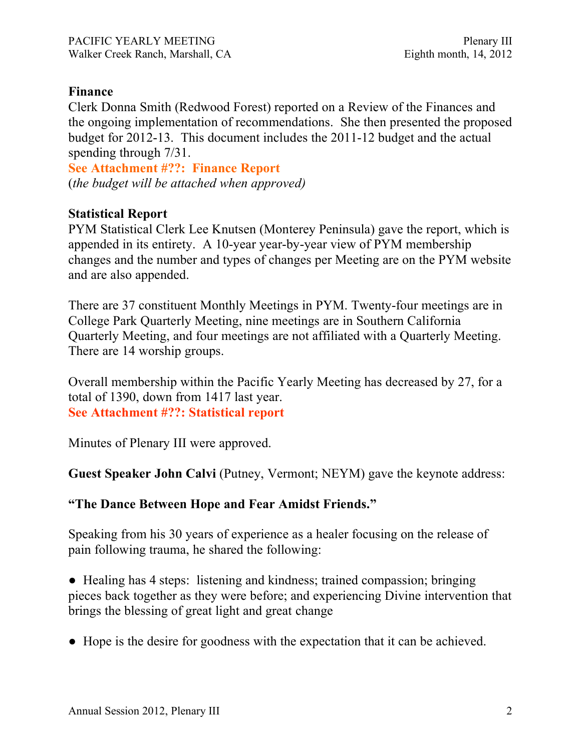**Finance**

Clerk Donna Smith (Redwood Forest) reported on a Review of the Finances and the ongoing implementation of recommendations. She then presented the proposed budget for 2012-13. This document includes the 2011-12 budget and the actual spending through 7/31.

**See Attachment #??: Finance Report**

(*the budget will be attached when approved)*

**Statistical Report**

PYM Statistical Clerk Lee Knutsen (Monterey Peninsula) gave the report, which is appended in its entirety. A 10-year year-by-year view of PYM membership changes and the number and types of changes per Meeting are on the PYM website and are also appended.

There are 37 constituent Monthly Meetings in PYM. Twenty-four meetings are in College Park Quarterly Meeting, nine meetings are in Southern California Quarterly Meeting, and four meetings are not affiliated with a Quarterly Meeting. There are 14 worship groups.

Overall membership within the Pacific Yearly Meeting has decreased by 27, for a total of 1390, down from 1417 last year.

**See Attachment #??: Statistical report**

Minutes of Plenary III were approved.

**Guest Speaker John Calvi** (Putney, Vermont; NEYM) gave the keynote address:

**"The Dance Between Hope and Fear Amidst Friends."**

Speaking from his 30 years of experience as a healer focusing on the release of pain following trauma, he shared the following:

- Healing has 4 steps: listening and kindness; trained compassion; bringing pieces back together as they were before; and experiencing Divine intervention that brings the blessing of great light and great change

- Hope is the desire for goodness with the expectation that it can be achieved.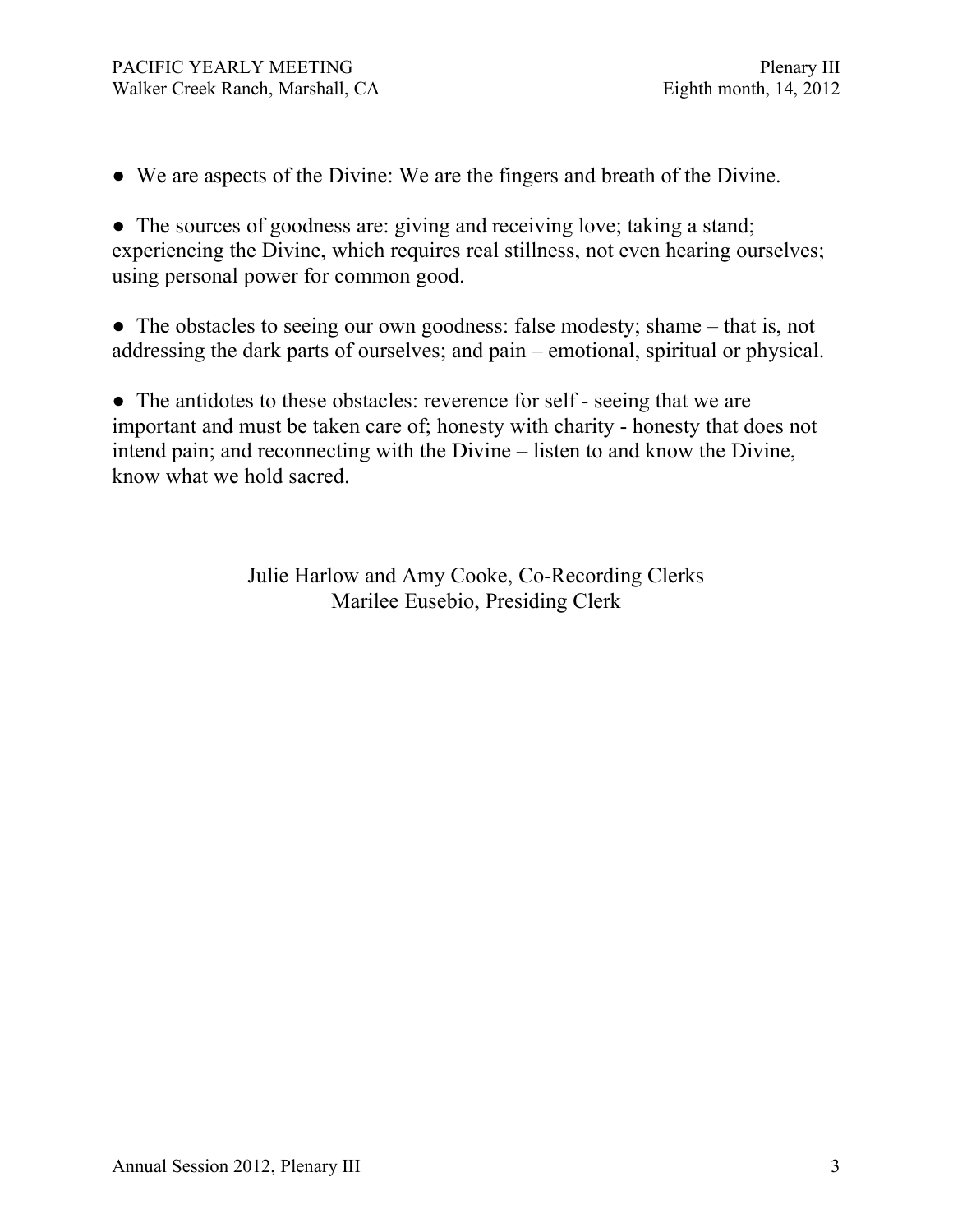- We are aspects of the Divine: We are the fingers and breath of the Divine.

- The sources of goodness are: giving and receiving love; taking a stand; experiencing the Divine, which requires real stillness, not even hearing ourselves; using personal power for common good.

- The obstacles to seeing our own goodness: false modesty; shame – that is, not addressing the dark parts of ourselves; and pain – emotional, spiritual or physical.

- The antidotes to these obstacles: reverence for self - seeing that we are important and must be taken care of; honesty with charity - honesty that does not intend pain; and reconnecting with the Divine – listen to and know the Divine, know what we hold sacred.

Julie Harlow and Amy Cooke, Co-Recording Clerks
Marilee Eusebio, Presiding Clerk